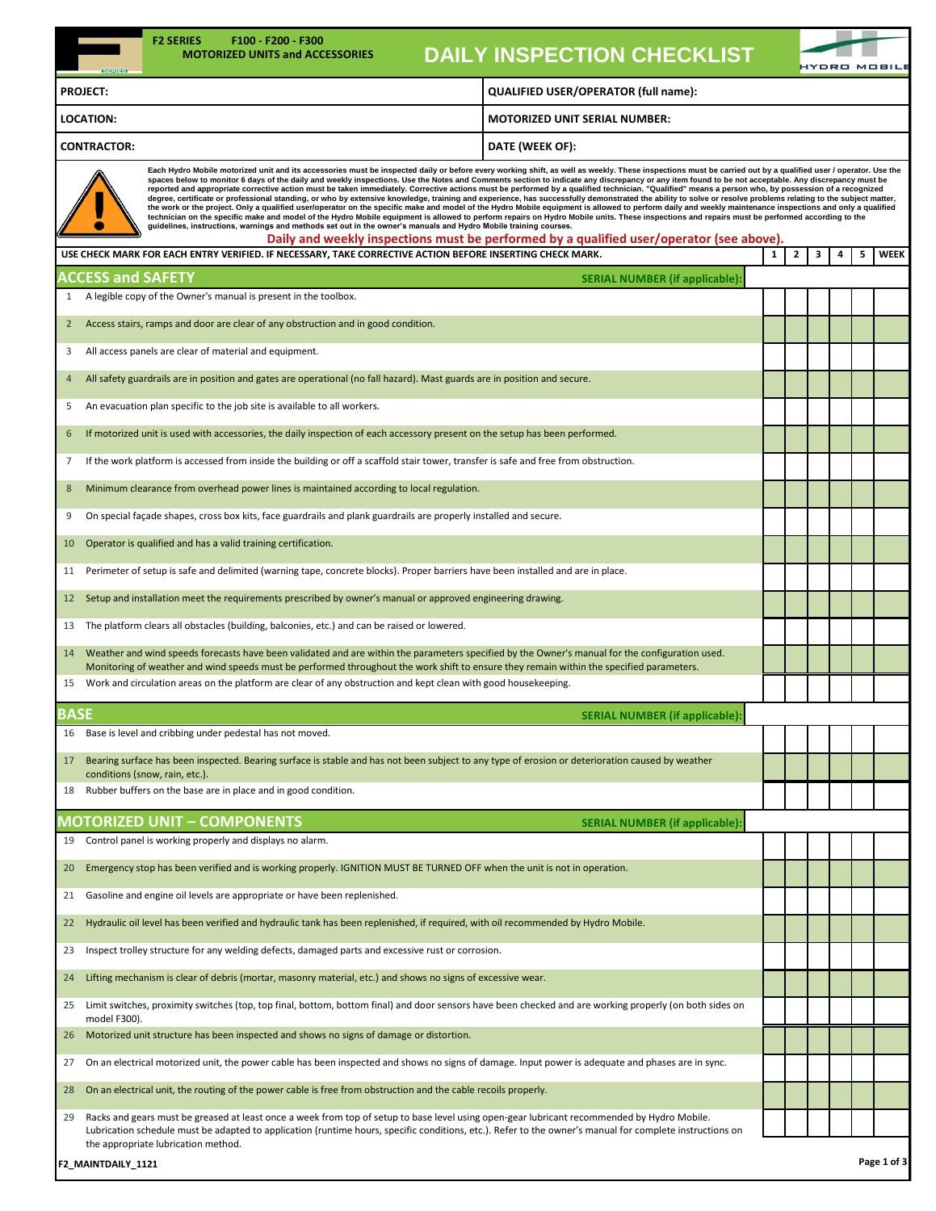**F2 SERIES F100 - F200 - F300**
**MOTORIZED UNITS and ACCESSORIES**

# DAILY INSPECTION CHECKLIST

HYDRO MOBILE

| PROJECT: | QUALIFIED USER/OPERATOR (full name): |
|---|---|
| LOCATION: | MOTORIZED UNIT SERIAL NUMBER: |
| CONTRACTOR: | DATE (WEEK OF): |

Each Hydro Mobile motorized unit and its accessories must be inspected daily or before every working shift, as well as weekly. These inspections must be carried out by a qualified user / operator. Use the spaces below to monitor 6 days of the daily and weekly inspections. Use the Notes and Comments section to indicate any discrepancy or any item found to be not acceptable. Any discrepancy must be reported and appropriate corrective action must be taken immediately. Corrective actions must be performed by a qualified technician. "Qualified" means a person who, by possession of a recognized degree, certificate or professional standing, or who by extensive knowledge, training and experience, has successfully demonstrated the ability to solve or resolve problems relating to the subject matter, the work or the project. Only a qualified user/operator on the specific make and model of the Hydro Mobile equipment is allowed to perform daily and weekly maintenance inspections and only a qualified technician on the specific make and model of the Hydro Mobile equipment is allowed to perform repairs on Hydro Mobile units. These inspections and repairs must be performed according to the guidelines, instructions, warnings and methods set out in the owner's manuals and Hydro Mobile training courses.

**Daily and weekly inspections must be performed by a qualified user/operator (see above).**

| # | USE CHECK MARK FOR EACH ENTRY VERIFIED. IF NECESSARY, TAKE CORRECTIVE ACTION BEFORE INSERTING CHECK MARK. | 1 | 2 | 3 | 4 | 5 | WEEK |
|---|---|---|---|---|---|---|---|
| | **ACCESS and SAFETY** — SERIAL NUMBER (if applicable): | | | | | | |
| 1 | A legible copy of the Owner's manual is present in the toolbox. | | | | | | |
| 2 | Access stairs, ramps and door are clear of any obstruction and in good condition. | | | | | | |
| 3 | All access panels are clear of material and equipment. | | | | | | |
| 4 | All safety guardrails are in position and gates are operational (no fall hazard). Mast guards are in position and secure. | | | | | | |
| 5 | An evacuation plan specific to the job site is available to all workers. | | | | | | |
| 6 | If motorized unit is used with accessories, the daily inspection of each accessory present on the setup has been performed. | | | | | | |
| 7 | If the work platform is accessed from inside the building or off a scaffold stair tower, transfer is safe and free from obstruction. | | | | | | |
| 8 | Minimum clearance from overhead power lines is maintained according to local regulation. | | | | | | |
| 9 | On special façade shapes, cross box kits, face guardrails and plank guardrails are properly installed and secure. | | | | | | |
| 10 | Operator is qualified and has a valid training certification. | | | | | | |
| 11 | Perimeter of setup is safe and delimited (warning tape, concrete blocks). Proper barriers have been installed and are in place. | | | | | | |
| 12 | Setup and installation meet the requirements prescribed by owner's manual or approved engineering drawing. | | | | | | |
| 13 | The platform clears all obstacles (building, balconies, etc.) and can be raised or lowered. | | | | | | |
| 14 | Weather and wind speeds forecasts have been validated and are within the parameters specified by the Owner's manual for the configuration used. Monitoring of weather and wind speeds must be performed throughout the work shift to ensure they remain within the specified parameters. | | | | | | |
| 15 | Work and circulation areas on the platform are clear of any obstruction and kept clean with good housekeeping. | | | | | | |
| | **BASE** — SERIAL NUMBER (if applicable): | | | | | | |
| 16 | Base is level and cribbing under pedestal has not moved. | | | | | | |
| 17 | Bearing surface has been inspected. Bearing surface is stable and has not been subject to any type of erosion or deterioration caused by weather conditions (snow, rain, etc.). | | | | | | |
| 18 | Rubber buffers on the base are in place and in good condition. | | | | | | |
| | **MOTORIZED UNIT – COMPONENTS** — SERIAL NUMBER (if applicable): | | | | | | |
| 19 | Control panel is working properly and displays no alarm. | | | | | | |
| 20 | Emergency stop has been verified and is working properly. IGNITION MUST BE TURNED OFF when the unit is not in operation. | | | | | | |
| 21 | Gasoline and engine oil levels are appropriate or have been replenished. | | | | | | |
| 22 | Hydraulic oil level has been verified and hydraulic tank has been replenished, if required, with oil recommended by Hydro Mobile. | | | | | | |
| 23 | Inspect trolley structure for any welding defects, damaged parts and excessive rust or corrosion. | | | | | | |
| 24 | Lifting mechanism is clear of debris (mortar, masonry material, etc.) and shows no signs of excessive wear. | | | | | | |
| 25 | Limit switches, proximity switches (top, top final, bottom, bottom final) and door sensors have been checked and are working properly (on both sides on model F300). | | | | | | |
| 26 | Motorized unit structure has been inspected and shows no signs of damage or distortion. | | | | | | |
| 27 | On an electrical motorized unit, the power cable has been inspected and shows no signs of damage. Input power is adequate and phases are in sync. | | | | | | |
| 28 | On an electrical unit, the routing of the power cable is free from obstruction and the cable recoils properly. | | | | | | |
| 29 | Racks and gears must be greased at least once a week from top of setup to base level using open-gear lubricant recommended by Hydro Mobile. Lubrication schedule must be adapted to application (runtime hours, specific conditions, etc.). Refer to the owner's manual for complete instructions on the appropriate lubrication method. | | | | | | |

F2_MAINTDAILY_1121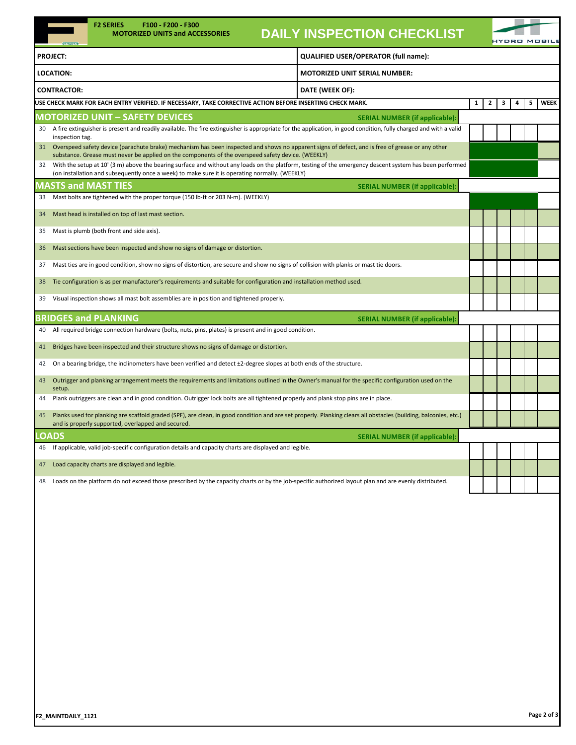F2 SERIES F100 - F200 - F300
MOTORIZED UNITS and ACCESSORIES

# DAILY INSPECTION CHECKLIST

| PROJECT: | QUALIFIED USER/OPERATOR (full name): |
|---|---|
| LOCATION: | MOTORIZED UNIT SERIAL NUMBER: |
| CONTRACTOR: | DATE (WEEK OF): |

| USE CHECK MARK FOR EACH ENTRY VERIFIED. IF NECESSARY, TAKE CORRECTIVE ACTION BEFORE INSERTING CHECK MARK. | 1 | 2 | 3 | 4 | 5 | WEEK |
|---|---|---|---|---|---|---|
| **MOTORIZED UNIT – SAFETY DEVICES** — SERIAL NUMBER (if applicable): | | | | | | |
| 30 A fire extinguisher is present and readily available. The fire extinguisher is appropriate for the application, in good condition, fully charged and with a valid inspection tag. | | | | | | |
| 31 Overspeed safety device (parachute brake) mechanism has been inspected and shows no apparent signs of defect, and is free of grease or any other substance. Grease must never be applied on the components of the overspeed safety device. (WEEKLY) | | | | | | |
| 32 With the setup at 10' (3 m) above the bearing surface and without any loads on the platform, testing of the emergency descent system has been performed (on installation and subsequently once a week) to make sure it is operating normally. (WEEKLY) | | | | | | |
| **MASTS and MAST TIES** — SERIAL NUMBER (if applicable): | | | | | | |
| 33 Mast bolts are tightened with the proper torque (150 lb-ft or 203 N-m). (WEEKLY) | | | | | | |
| 34 Mast head is installed on top of last mast section. | | | | | | |
| 35 Mast is plumb (both front and side axis). | | | | | | |
| 36 Mast sections have been inspected and show no signs of damage or distortion. | | | | | | |
| 37 Mast ties are in good condition, show no signs of distortion, are secure and show no signs of collision with planks or mast tie doors. | | | | | | |
| 38 Tie configuration is as per manufacturer's requirements and suitable for configuration and installation method used. | | | | | | |
| 39 Visual inspection shows all mast bolt assemblies are in position and tightened properly. | | | | | | |
| **BRIDGES and PLANKING** — SERIAL NUMBER (if applicable): | | | | | | |
| 40 All required bridge connection hardware (bolts, nuts, pins, plates) is present and in good condition. | | | | | | |
| 41 Bridges have been inspected and their structure shows no signs of damage or distortion. | | | | | | |
| 42 On a bearing bridge, the inclinometers have been verified and detect ±2-degree slopes at both ends of the structure. | | | | | | |
| 43 Outrigger and planking arrangement meets the requirements and limitations outlined in the Owner's manual for the specific configuration used on the setup. | | | | | | |
| 44 Plank outriggers are clean and in good condition. Outrigger lock bolts are all tightened properly and plank stop pins are in place. | | | | | | |
| 45 Planks used for planking are scaffold graded (SPF), are clean, in good condition and are set properly. Planking clears all obstacles (building, balconies, etc.) and is properly supported, overlapped and secured. | | | | | | |
| **LOADS** — SERIAL NUMBER (if applicable): | | | | | | |
| 46 If applicable, valid job-specific configuration details and capacity charts are displayed and legible. | | | | | | |
| 47 Load capacity charts are displayed and legible. | | | | | | |
| 48 Loads on the platform do not exceed those prescribed by the capacity charts or by the job-specific authorized layout plan and are evenly distributed. | | | | | | |

F2_MAINTDAILY_1121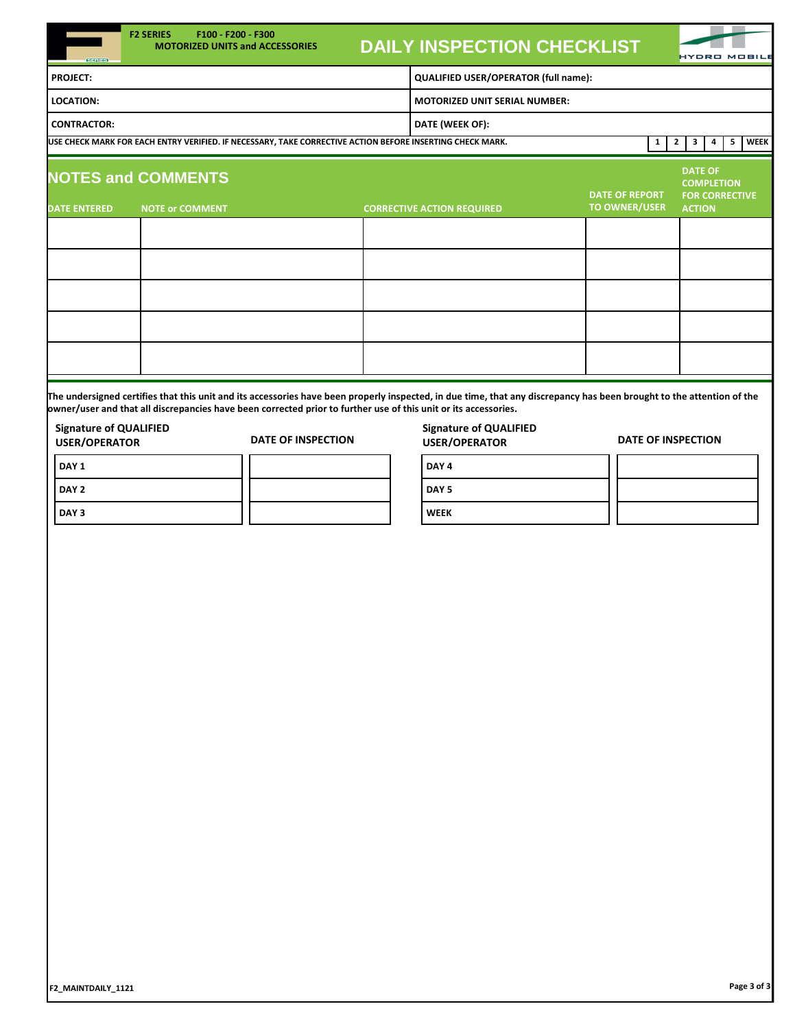**F2 SERIES** **F100 - F200 - F300**
**MOTORIZED UNITS and ACCESSORIES**

# DAILY INSPECTION CHECKLIST

HYDRO MOBILE

| | |
|---|---|
| **PROJECT:** | **QUALIFIED USER/OPERATOR (full name):** |
| **LOCATION:** | **MOTORIZED UNIT SERIAL NUMBER:** |
| **CONTRACTOR:** | **DATE (WEEK OF):** |

**USE CHECK MARK FOR EACH ENTRY VERIFIED. IF NECESSARY, TAKE CORRECTIVE ACTION BEFORE INSERTING CHECK MARK.**

| 1 | 2 | 3 | 4 | 5 | WEEK |
|---|---|---|---|---|---|

## NOTES and COMMENTS

| DATE ENTERED | NOTE or COMMENT | CORRECTIVE ACTION REQUIRED | DATE OF REPORT TO OWNER/USER | DATE OF COMPLETION FOR CORRECTIVE ACTION |
|---|---|---|---|---|
| | | | | |
| | | | | |
| | | | | |
| | | | | |
| | | | | |

**The undersigned certifies that this unit and its accessories have been properly inspected, in due time, that any discrepancy has been brought to the attention of the owner/user and that all discrepancies have been corrected prior to further use of this unit or its accessories.**

| Signature of QUALIFIED USER/OPERATOR | DATE OF INSPECTION | Signature of QUALIFIED USER/OPERATOR | DATE OF INSPECTION |
|---|---|---|---|
| **DAY 1** | | **DAY 4** | |
| **DAY 2** | | **DAY 5** | |
| **DAY 3** | | **WEEK** | |

F2_MAINTDAILY_1121